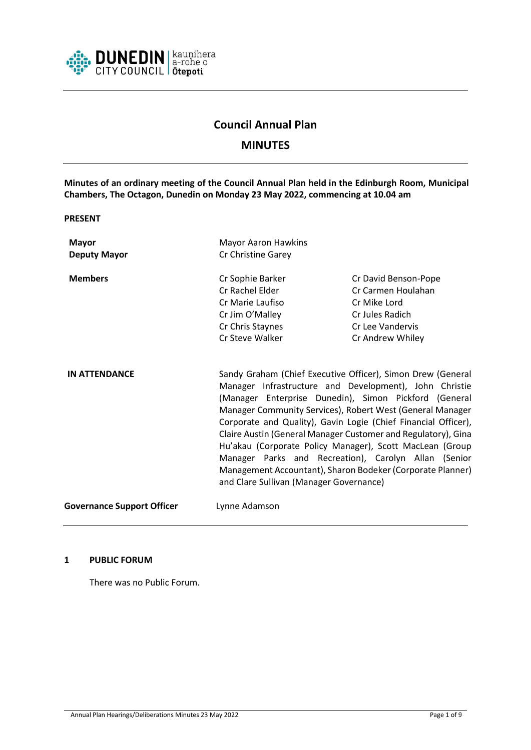# Council Annual Plan

## MINUTES

**Minutes of an ordinary meeting of the Council Annual Plan held in the Edinburgh Room, Municipal Chambers, The Octagon, Dunedin on Monday 23 May 2022, commencing at 10.04 am**

**PRESENT**

| | | |
|---|---|---|
| **Mayor** | Mayor Aaron Hawkins | |
| **Deputy Mayor** | Cr Christine Garey | |
| **Members** | Cr Sophie Barker | Cr David Benson-Pope |
| | Cr Rachel Elder | Cr Carmen Houlahan |
| | Cr Marie Laufiso | Cr Mike Lord |
| | Cr Jim O'Malley | Cr Jules Radich |
| | Cr Chris Staynes | Cr Lee Vandervis |
| | Cr Steve Walker | Cr Andrew Whiley |

**IN ATTENDANCE**

Sandy Graham (Chief Executive Officer), Simon Drew (General Manager Infrastructure and Development), John Christie (Manager Enterprise Dunedin), Simon Pickford (General Manager Community Services), Robert West (General Manager Corporate and Quality), Gavin Logie (Chief Financial Officer), Claire Austin (General Manager Customer and Regulatory), Gina Hu'akau (Corporate Policy Manager), Scott MacLean (Group Manager Parks and Recreation), Carolyn Allan (Senior Management Accountant), Sharon Bodeker (Corporate Planner) and Clare Sullivan (Manager Governance)

**Governance Support Officer** Lynne Adamson

## 1 PUBLIC FORUM

There was no Public Forum.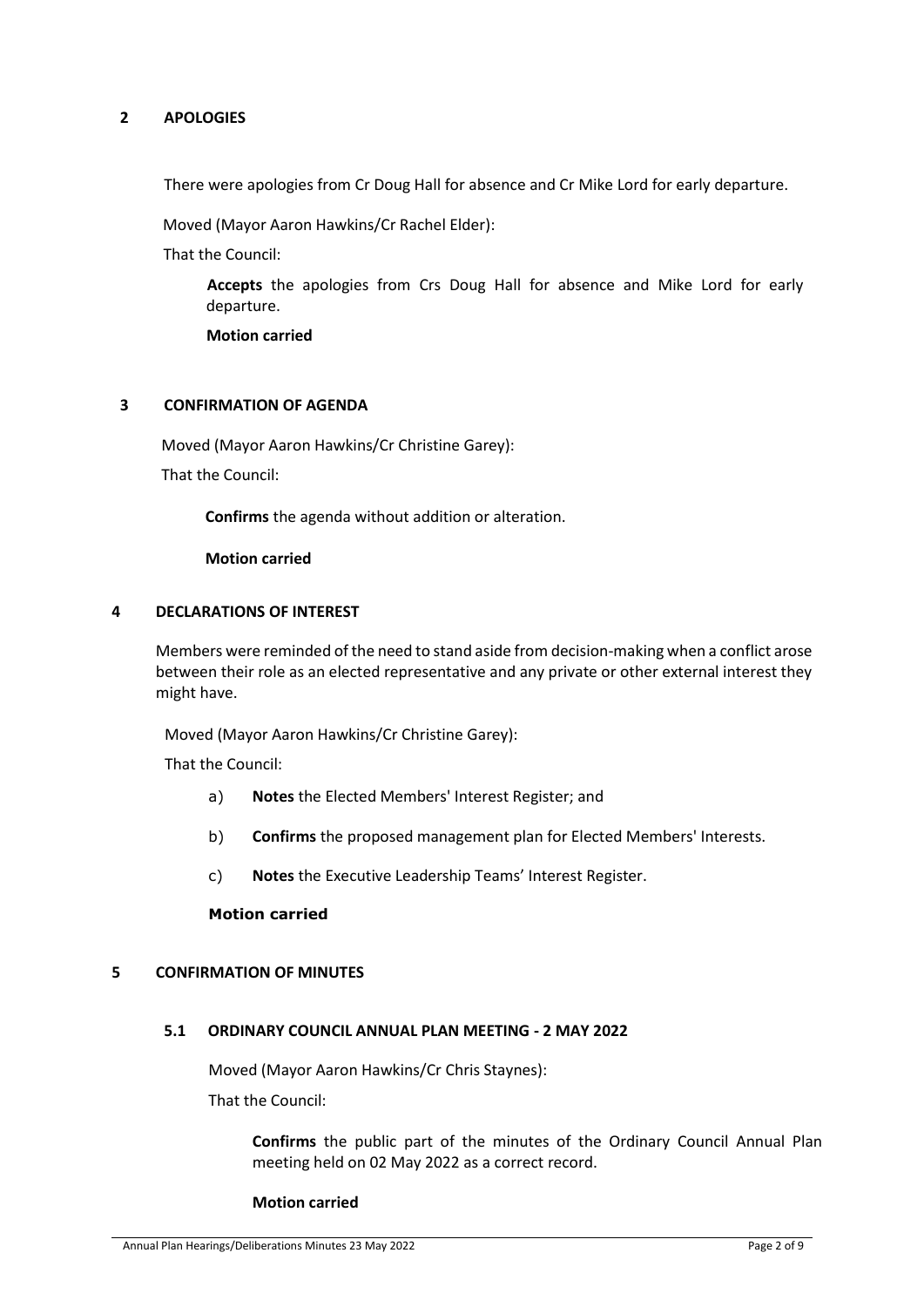## 2 APOLOGIES

There were apologies from Cr Doug Hall for absence and Cr Mike Lord for early departure.

Moved (Mayor Aaron Hawkins/Cr Rachel Elder):

That the Council:

> **Accepts** the apologies from Crs Doug Hall for absence and Mike Lord for early departure.
>
> **Motion carried**

## 3 CONFIRMATION OF AGENDA

Moved (Mayor Aaron Hawkins/Cr Christine Garey):

That the Council:

> **Confirms** the agenda without addition or alteration.
>
> **Motion carried**

## 4 DECLARATIONS OF INTEREST

Members were reminded of the need to stand aside from decision-making when a conflict arose between their role as an elected representative and any private or other external interest they might have.

Moved (Mayor Aaron Hawkins/Cr Christine Garey):

That the Council:

a) **Notes** the Elected Members' Interest Register; and

b) **Confirms** the proposed management plan for Elected Members' Interests.

c) **Notes** the Executive Leadership Teams' Interest Register.

**Motion carried**

## 5 CONFIRMATION OF MINUTES

### 5.1 ORDINARY COUNCIL ANNUAL PLAN MEETING - 2 MAY 2022

Moved (Mayor Aaron Hawkins/Cr Chris Staynes):

That the Council:

> **Confirms** the public part of the minutes of the Ordinary Council Annual Plan meeting held on 02 May 2022 as a correct record.
>
> **Motion carried**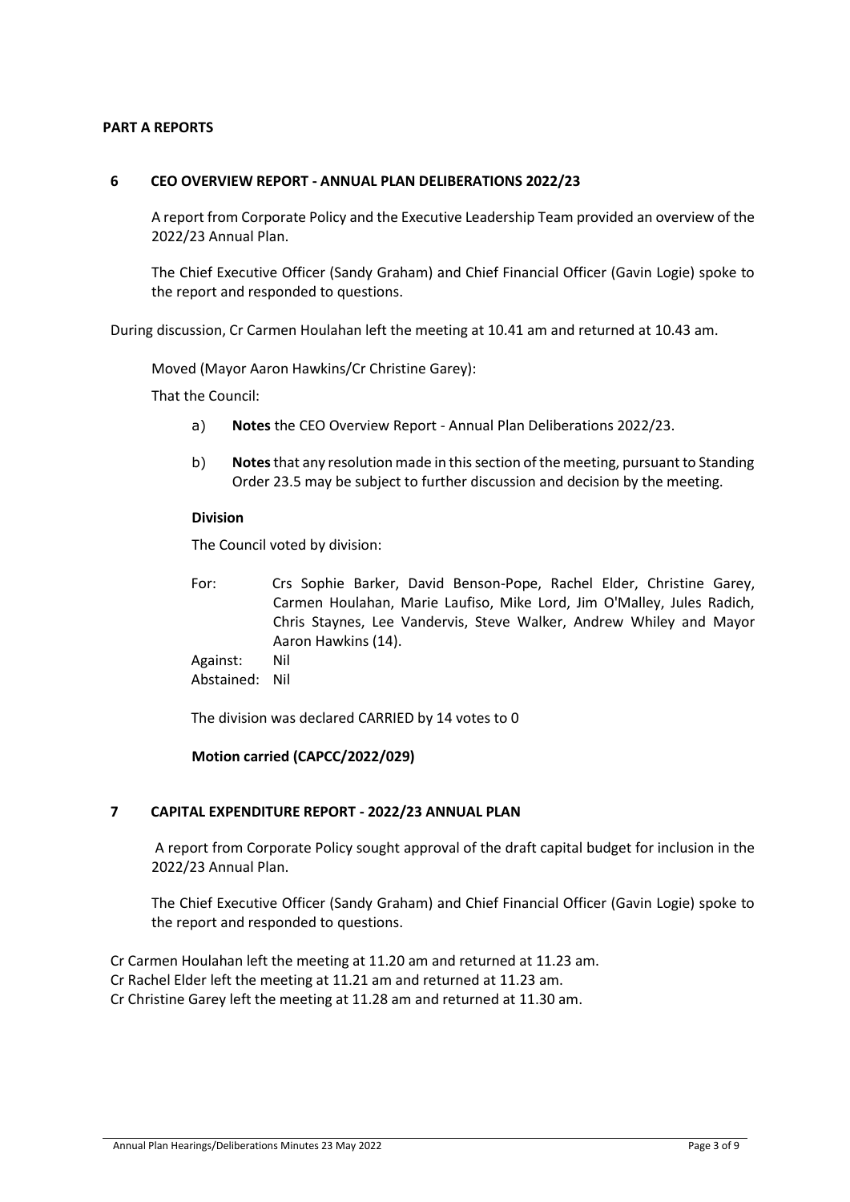**PART A REPORTS**

## 6 CEO OVERVIEW REPORT - ANNUAL PLAN DELIBERATIONS 2022/23

A report from Corporate Policy and the Executive Leadership Team provided an overview of the 2022/23 Annual Plan.

The Chief Executive Officer (Sandy Graham) and Chief Financial Officer (Gavin Logie) spoke to the report and responded to questions.

During discussion, Cr Carmen Houlahan left the meeting at 10.41 am and returned at 10.43 am.

Moved (Mayor Aaron Hawkins/Cr Christine Garey):

That the Council:

a) **Notes** the CEO Overview Report - Annual Plan Deliberations 2022/23.

b) **Notes** that any resolution made in this section of the meeting, pursuant to Standing Order 23.5 may be subject to further discussion and decision by the meeting.

**Division**

The Council voted by division:

For: Crs Sophie Barker, David Benson-Pope, Rachel Elder, Christine Garey, Carmen Houlahan, Marie Laufiso, Mike Lord, Jim O'Malley, Jules Radich, Chris Staynes, Lee Vandervis, Steve Walker, Andrew Whiley and Mayor Aaron Hawkins (14).
Against: Nil
Abstained: Nil

The division was declared CARRIED by 14 votes to 0

**Motion carried (CAPCC/2022/029)**

## 7 CAPITAL EXPENDITURE REPORT - 2022/23 ANNUAL PLAN

A report from Corporate Policy sought approval of the draft capital budget for inclusion in the 2022/23 Annual Plan.

The Chief Executive Officer (Sandy Graham) and Chief Financial Officer (Gavin Logie) spoke to the report and responded to questions.

Cr Carmen Houlahan left the meeting at 11.20 am and returned at 11.23 am.
Cr Rachel Elder left the meeting at 11.21 am and returned at 11.23 am.
Cr Christine Garey left the meeting at 11.28 am and returned at 11.30 am.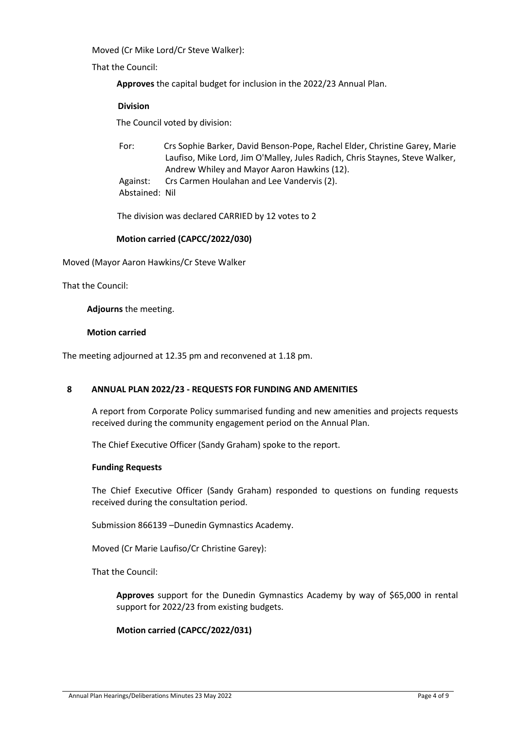Moved (Cr Mike Lord/Cr Steve Walker):

That the Council:

> **Approves** the capital budget for inclusion in the 2022/23 Annual Plan.
>
> **Division**
>
> The Council voted by division:
>
> For: Crs Sophie Barker, David Benson-Pope, Rachel Elder, Christine Garey, Marie Laufiso, Mike Lord, Jim O'Malley, Jules Radich, Chris Staynes, Steve Walker, Andrew Whiley and Mayor Aaron Hawkins (12).
> Against: Crs Carmen Houlahan and Lee Vandervis (2).
> Abstained: Nil
>
> The division was declared CARRIED by 12 votes to 2
>
> **Motion carried (CAPCC/2022/030)**

Moved (Mayor Aaron Hawkins/Cr Steve Walker

That the Council:

> **Adjourns** the meeting.
>
> **Motion carried**

The meeting adjourned at 12.35 pm and reconvened at 1.18 pm.

## 8 ANNUAL PLAN 2022/23 - REQUESTS FOR FUNDING AND AMENITIES

A report from Corporate Policy summarised funding and new amenities and projects requests received during the community engagement period on the Annual Plan.

The Chief Executive Officer (Sandy Graham) spoke to the report.

**Funding Requests**

The Chief Executive Officer (Sandy Graham) responded to questions on funding requests received during the consultation period.

Submission 866139 –Dunedin Gymnastics Academy.

Moved (Cr Marie Laufiso/Cr Christine Garey):

That the Council:

> **Approves** support for the Dunedin Gymnastics Academy by way of $65,000 in rental support for 2022/23 from existing budgets.
>
> **Motion carried (CAPCC/2022/031)**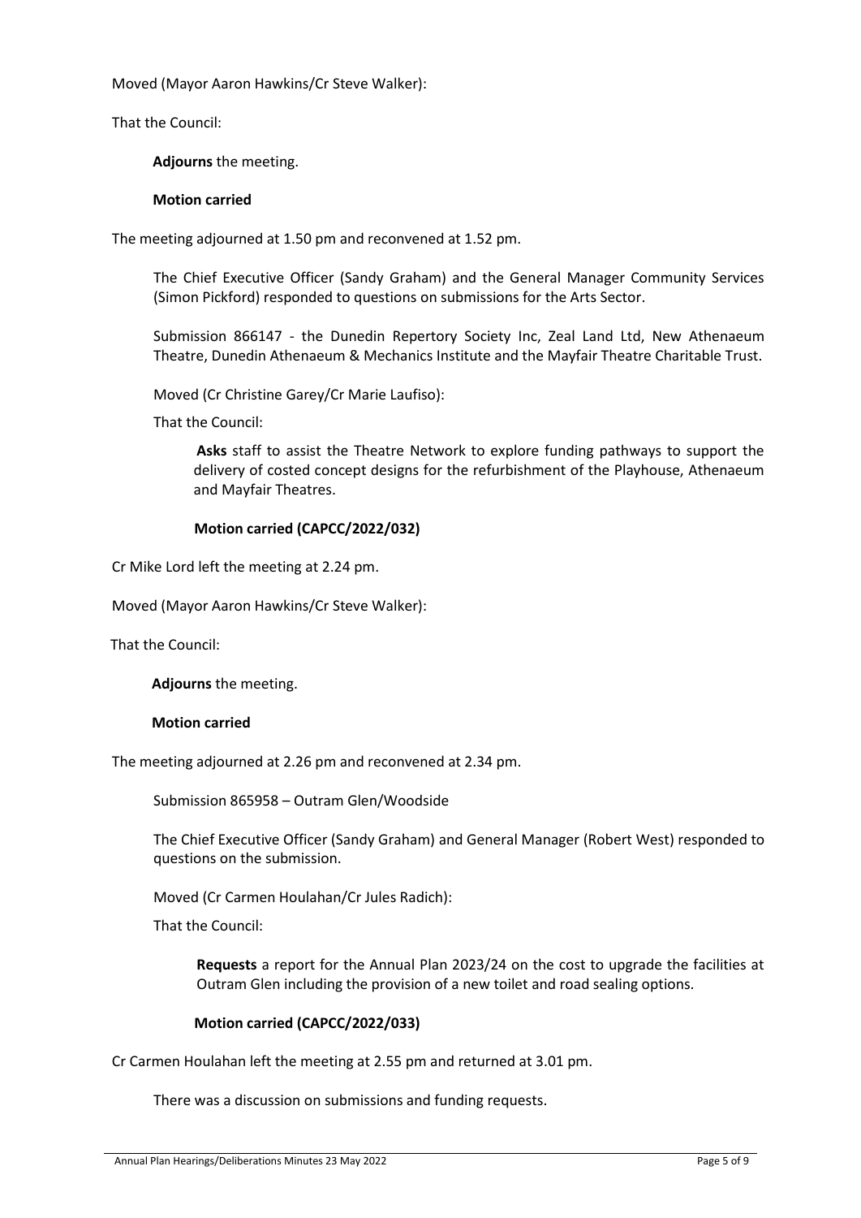Moved (Mayor Aaron Hawkins/Cr Steve Walker):

That the Council:

**Adjourns** the meeting.

**Motion carried**

The meeting adjourned at 1.50 pm and reconvened at 1.52 pm.

The Chief Executive Officer (Sandy Graham) and the General Manager Community Services (Simon Pickford) responded to questions on submissions for the Arts Sector.

Submission 866147 - the Dunedin Repertory Society Inc, Zeal Land Ltd, New Athenaeum Theatre, Dunedin Athenaeum & Mechanics Institute and the Mayfair Theatre Charitable Trust.

Moved (Cr Christine Garey/Cr Marie Laufiso):

That the Council:

**Asks** staff to assist the Theatre Network to explore funding pathways to support the delivery of costed concept designs for the refurbishment of the Playhouse, Athenaeum and Mayfair Theatres.

**Motion carried (CAPCC/2022/032)**

Cr Mike Lord left the meeting at 2.24 pm.

Moved (Mayor Aaron Hawkins/Cr Steve Walker):

That the Council:

**Adjourns** the meeting.

**Motion carried**

The meeting adjourned at 2.26 pm and reconvened at 2.34 pm.

Submission 865958 – Outram Glen/Woodside

The Chief Executive Officer (Sandy Graham) and General Manager (Robert West) responded to questions on the submission.

Moved (Cr Carmen Houlahan/Cr Jules Radich):

That the Council:

**Requests** a report for the Annual Plan 2023/24 on the cost to upgrade the facilities at Outram Glen including the provision of a new toilet and road sealing options.

**Motion carried (CAPCC/2022/033)**

Cr Carmen Houlahan left the meeting at 2.55 pm and returned at 3.01 pm.

There was a discussion on submissions and funding requests.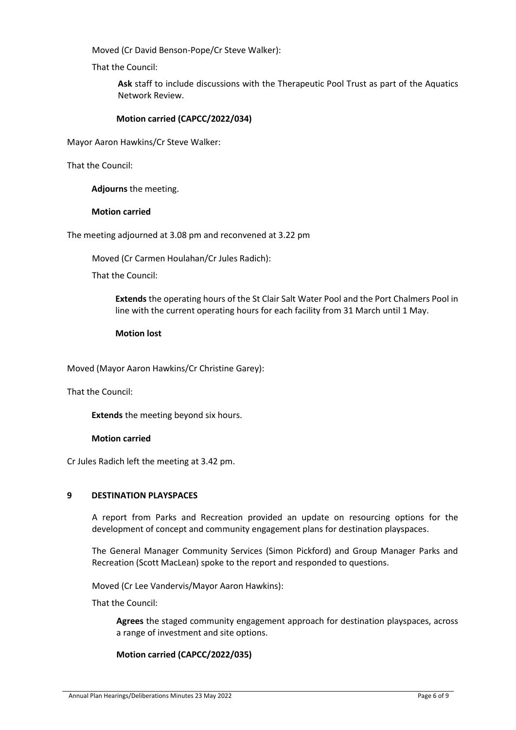Moved (Cr David Benson-Pope/Cr Steve Walker):

That the Council:

> **Ask** staff to include discussions with the Therapeutic Pool Trust as part of the Aquatics Network Review.
>
> **Motion carried (CAPCC/2022/034)**

Mayor Aaron Hawkins/Cr Steve Walker:

That the Council:

> **Adjourns** the meeting.
>
> **Motion carried**

The meeting adjourned at 3.08 pm and reconvened at 3.22 pm

Moved (Cr Carmen Houlahan/Cr Jules Radich):

That the Council:

> **Extends** the operating hours of the St Clair Salt Water Pool and the Port Chalmers Pool in line with the current operating hours for each facility from 31 March until 1 May.
>
> **Motion lost**

Moved (Mayor Aaron Hawkins/Cr Christine Garey):

That the Council:

> **Extends** the meeting beyond six hours.
>
> **Motion carried**

Cr Jules Radich left the meeting at 3.42 pm.

## 9 DESTINATION PLAYSPACES

A report from Parks and Recreation provided an update on resourcing options for the development of concept and community engagement plans for destination playspaces.

The General Manager Community Services (Simon Pickford) and Group Manager Parks and Recreation (Scott MacLean) spoke to the report and responded to questions.

Moved (Cr Lee Vandervis/Mayor Aaron Hawkins):

That the Council:

> **Agrees** the staged community engagement approach for destination playspaces, across a range of investment and site options.
>
> **Motion carried (CAPCC/2022/035)**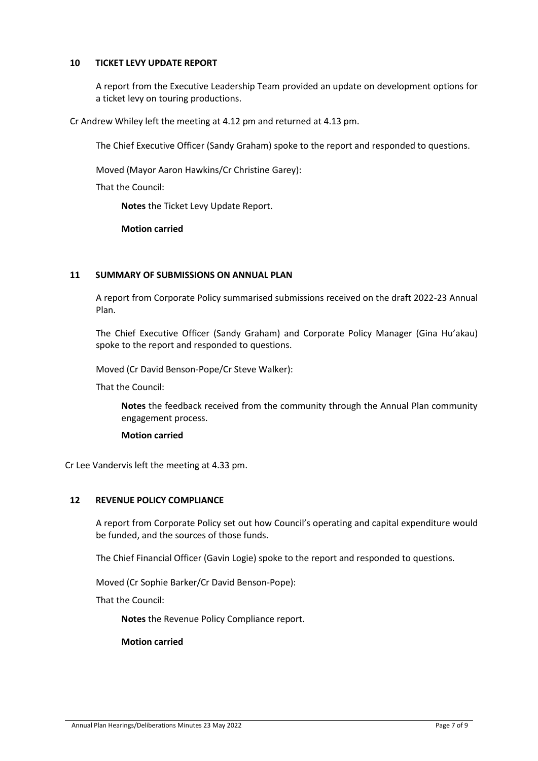## 10 TICKET LEVY UPDATE REPORT

A report from the Executive Leadership Team provided an update on development options for a ticket levy on touring productions.

Cr Andrew Whiley left the meeting at 4.12 pm and returned at 4.13 pm.

The Chief Executive Officer (Sandy Graham) spoke to the report and responded to questions.

Moved (Mayor Aaron Hawkins/Cr Christine Garey):

That the Council:

**Notes** the Ticket Levy Update Report.

**Motion carried**

## 11 SUMMARY OF SUBMISSIONS ON ANNUAL PLAN

A report from Corporate Policy summarised submissions received on the draft 2022-23 Annual Plan.

The Chief Executive Officer (Sandy Graham) and Corporate Policy Manager (Gina Hu'akau) spoke to the report and responded to questions.

Moved (Cr David Benson-Pope/Cr Steve Walker):

That the Council:

**Notes** the feedback received from the community through the Annual Plan community engagement process.

**Motion carried**

Cr Lee Vandervis left the meeting at 4.33 pm.

## 12 REVENUE POLICY COMPLIANCE

A report from Corporate Policy set out how Council's operating and capital expenditure would be funded, and the sources of those funds.

The Chief Financial Officer (Gavin Logie) spoke to the report and responded to questions.

Moved (Cr Sophie Barker/Cr David Benson-Pope):

That the Council:

**Notes** the Revenue Policy Compliance report.

**Motion carried**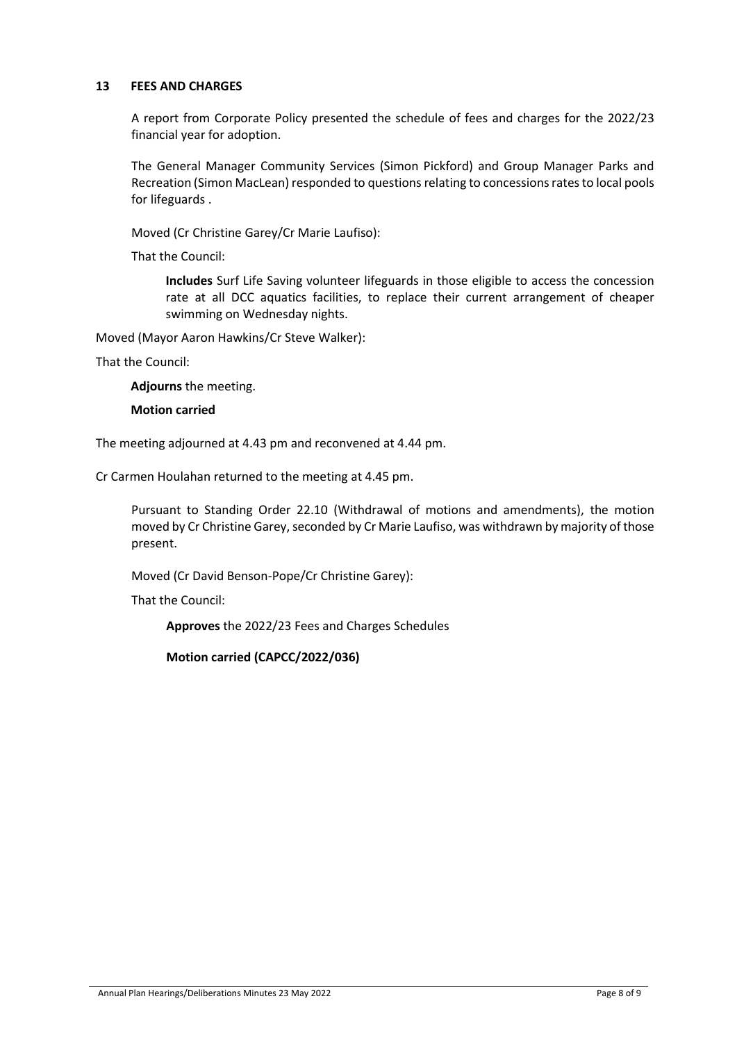## 13 FEES AND CHARGES

A report from Corporate Policy presented the schedule of fees and charges for the 2022/23 financial year for adoption.

The General Manager Community Services (Simon Pickford) and Group Manager Parks and Recreation (Simon MacLean) responded to questions relating to concessions rates to local pools for lifeguards .

Moved (Cr Christine Garey/Cr Marie Laufiso):

That the Council:

> **Includes** Surf Life Saving volunteer lifeguards in those eligible to access the concession rate at all DCC aquatics facilities, to replace their current arrangement of cheaper swimming on Wednesday nights.

Moved (Mayor Aaron Hawkins/Cr Steve Walker):

That the Council:

> **Adjourns** the meeting.
>
> **Motion carried**

The meeting adjourned at 4.43 pm and reconvened at 4.44 pm.

Cr Carmen Houlahan returned to the meeting at 4.45 pm.

Pursuant to Standing Order 22.10 (Withdrawal of motions and amendments), the motion moved by Cr Christine Garey, seconded by Cr Marie Laufiso, was withdrawn by majority of those present.

Moved (Cr David Benson-Pope/Cr Christine Garey):

That the Council:

> **Approves** the 2022/23 Fees and Charges Schedules
>
> **Motion carried (CAPCC/2022/036)**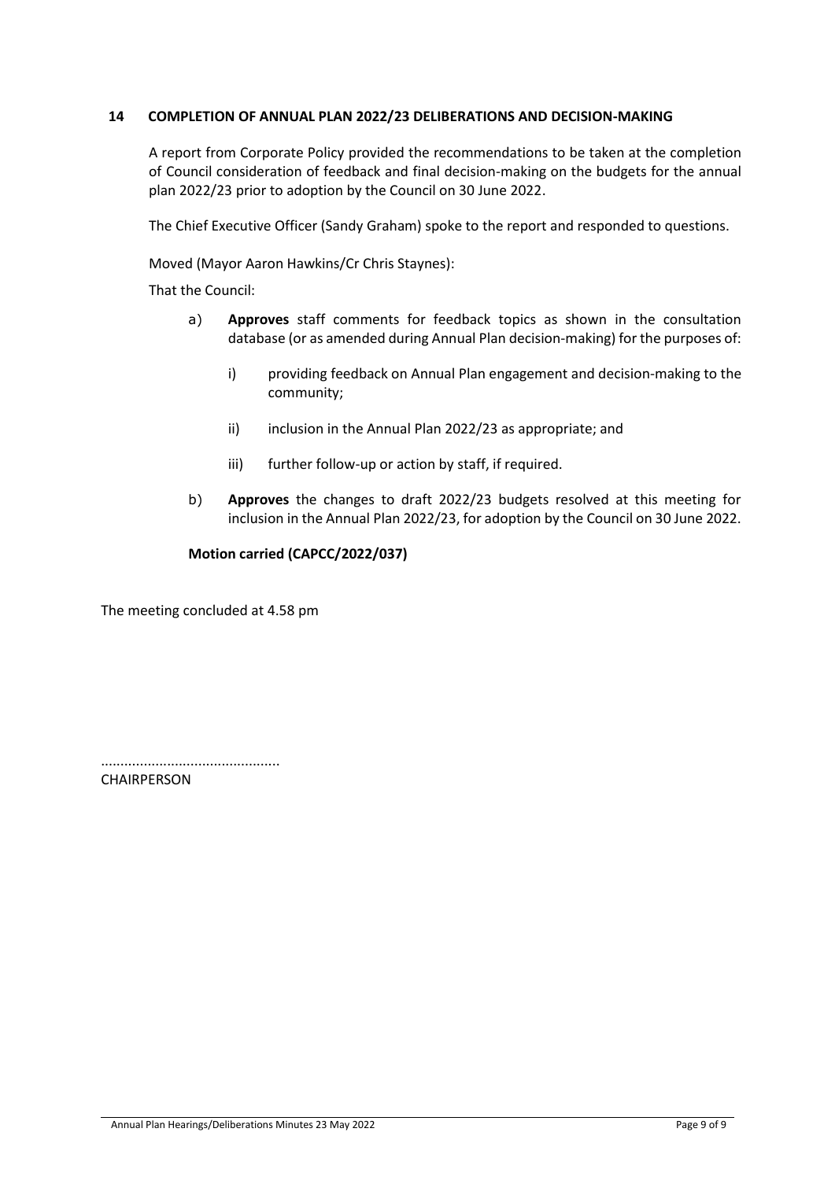## 14 COMPLETION OF ANNUAL PLAN 2022/23 DELIBERATIONS AND DECISION-MAKING

A report from Corporate Policy provided the recommendations to be taken at the completion of Council consideration of feedback and final decision-making on the budgets for the annual plan 2022/23 prior to adoption by the Council on 30 June 2022.

The Chief Executive Officer (Sandy Graham) spoke to the report and responded to questions.

Moved (Mayor Aaron Hawkins/Cr Chris Staynes):

That the Council:

a) **Approves** staff comments for feedback topics as shown in the consultation database (or as amended during Annual Plan decision-making) for the purposes of:

   i) providing feedback on Annual Plan engagement and decision-making to the community;

   ii) inclusion in the Annual Plan 2022/23 as appropriate; and

   iii) further follow-up or action by staff, if required.

b) **Approves** the changes to draft 2022/23 budgets resolved at this meeting for inclusion in the Annual Plan 2022/23, for adoption by the Council on 30 June 2022.

**Motion carried (CAPCC/2022/037)**

The meeting concluded at 4.58 pm

.............................................
CHAIRPERSON